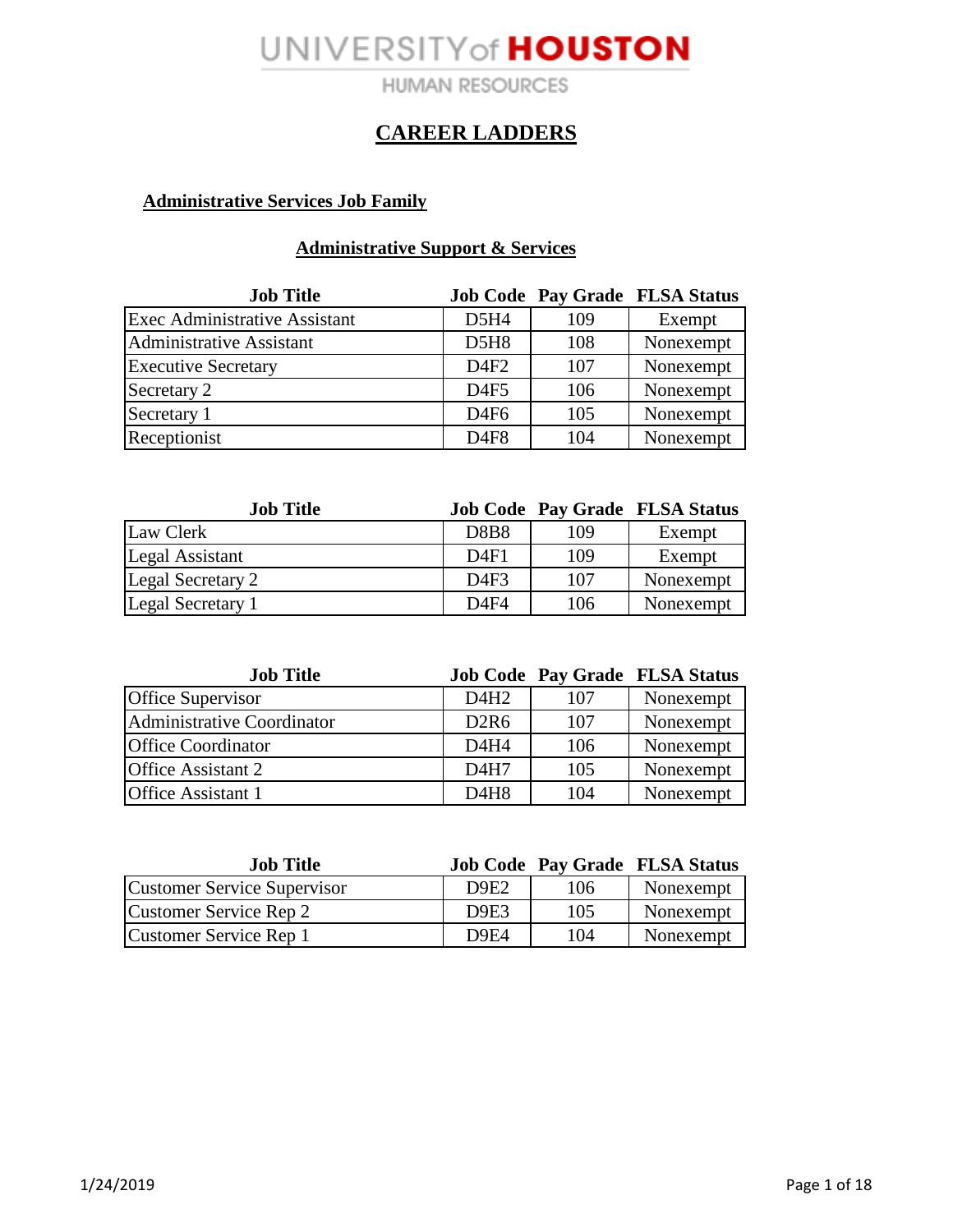UNIVERSITY of HOUSTON

HUMAN RESOURCES

# CAREER LADDERS

## Administrative Services Job Family

### Administrative Support & Services

| Job Title | Job Code | Pay Grade | FLSA Status |
|---|---|---|---|
| Exec Administrative Assistant | D5H4 | 109 | Exempt |
| Administrative Assistant | D5H8 | 108 | Nonexempt |
| Executive Secretary | D4F2 | 107 | Nonexempt |
| Secretary 2 | D4F5 | 106 | Nonexempt |
| Secretary 1 | D4F6 | 105 | Nonexempt |
| Receptionist | D4F8 | 104 | Nonexempt |

| Job Title | Job Code | Pay Grade | FLSA Status |
|---|---|---|---|
| Law Clerk | D8B8 | 109 | Exempt |
| Legal Assistant | D4F1 | 109 | Exempt |
| Legal Secretary 2 | D4F3 | 107 | Nonexempt |
| Legal Secretary 1 | D4F4 | 106 | Nonexempt |

| Job Title | Job Code | Pay Grade | FLSA Status |
|---|---|---|---|
| Office Supervisor | D4H2 | 107 | Nonexempt |
| Administrative Coordinator | D2R6 | 107 | Nonexempt |
| Office Coordinator | D4H4 | 106 | Nonexempt |
| Office Assistant 2 | D4H7 | 105 | Nonexempt |
| Office Assistant 1 | D4H8 | 104 | Nonexempt |

| Job Title | Job Code | Pay Grade | FLSA Status |
|---|---|---|---|
| Customer Service Supervisor | D9E2 | 106 | Nonexempt |
| Customer Service Rep 2 | D9E3 | 105 | Nonexempt |
| Customer Service Rep 1 | D9E4 | 104 | Nonexempt |

1/24/2019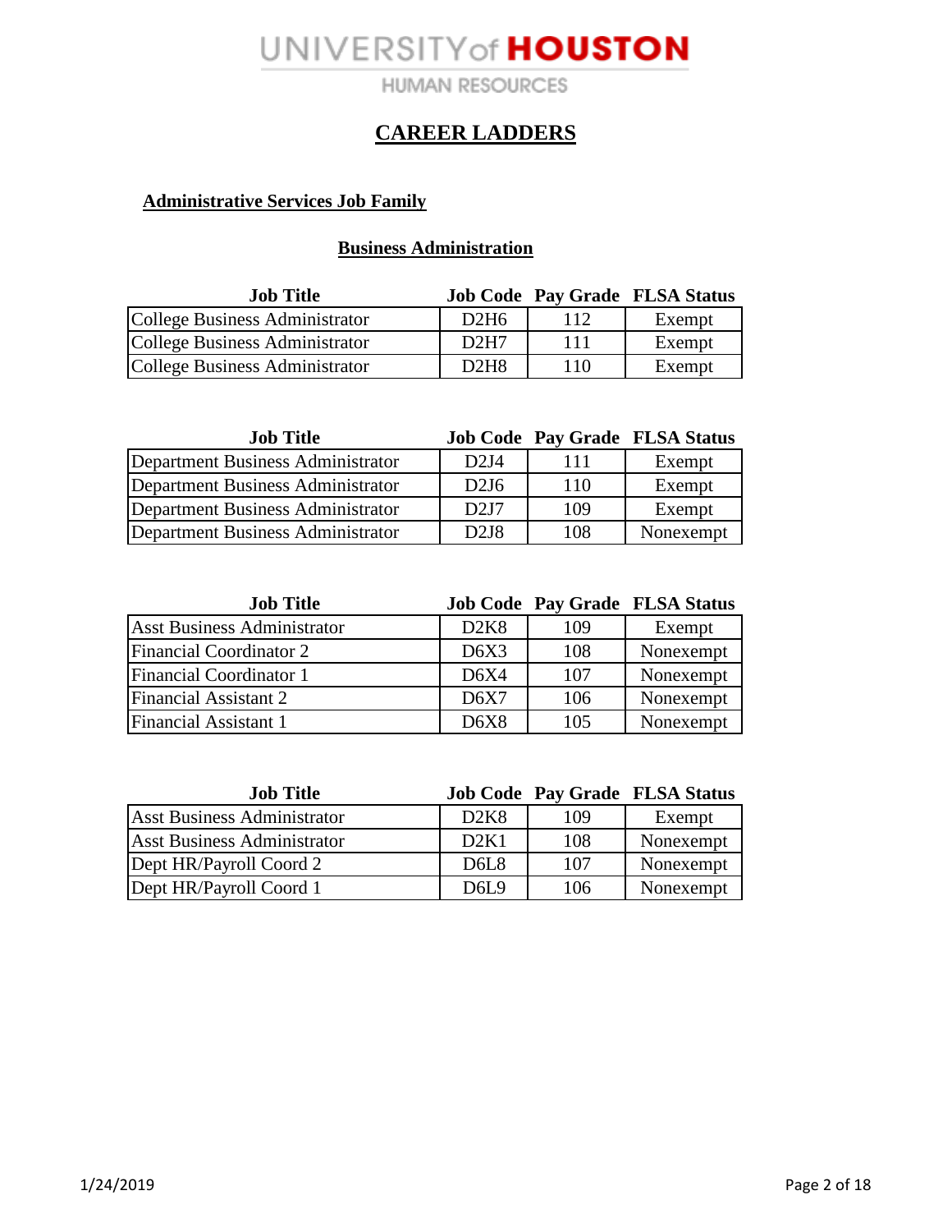# CAREER LADDERS

## Administrative Services Job Family

### Business Administration

| Job Title | Job Code | Pay Grade | FLSA Status |
|---|---|---|---|
| College Business Administrator | D2H6 | 112 | Exempt |
| College Business Administrator | D2H7 | 111 | Exempt |
| College Business Administrator | D2H8 | 110 | Exempt |

| Job Title | Job Code | Pay Grade | FLSA Status |
|---|---|---|---|
| Department Business Administrator | D2J4 | 111 | Exempt |
| Department Business Administrator | D2J6 | 110 | Exempt |
| Department Business Administrator | D2J7 | 109 | Exempt |
| Department Business Administrator | D2J8 | 108 | Nonexempt |

| Job Title | Job Code | Pay Grade | FLSA Status |
|---|---|---|---|
| Asst Business Administrator | D2K8 | 109 | Exempt |
| Financial Coordinator 2 | D6X3 | 108 | Nonexempt |
| Financial Coordinator 1 | D6X4 | 107 | Nonexempt |
| Financial Assistant 2 | D6X7 | 106 | Nonexempt |
| Financial Assistant 1 | D6X8 | 105 | Nonexempt |

| Job Title | Job Code | Pay Grade | FLSA Status |
|---|---|---|---|
| Asst Business Administrator | D2K8 | 109 | Exempt |
| Asst Business Administrator | D2K1 | 108 | Nonexempt |
| Dept HR/Payroll Coord 2 | D6L8 | 107 | Nonexempt |
| Dept HR/Payroll Coord 1 | D6L9 | 106 | Nonexempt |

1/24/2019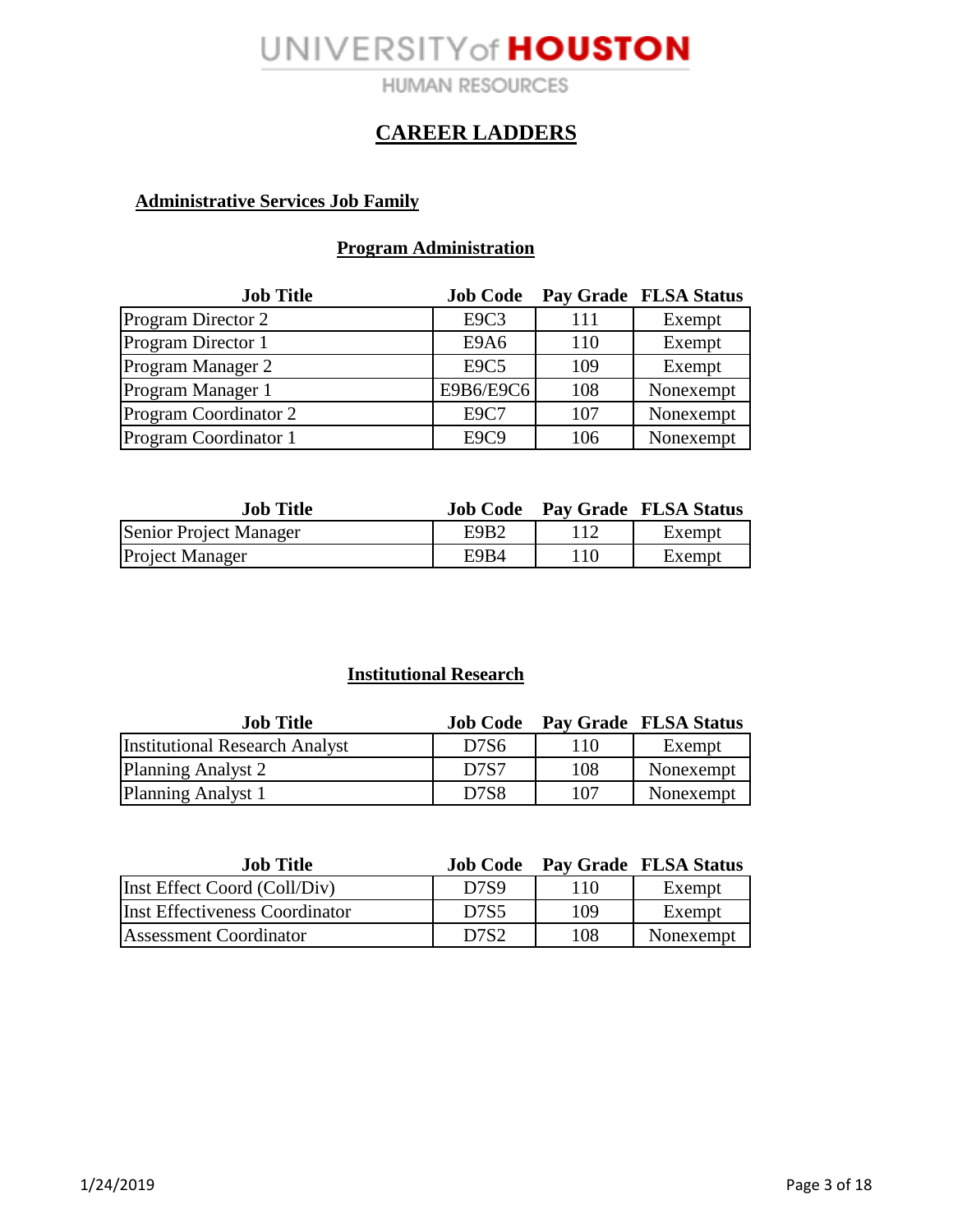# UNIVERSITY of HOUSTON

HUMAN RESOURCES

## CAREER LADDERS

### Administrative Services Job Family

#### Program Administration

| Job Title | Job Code | Pay Grade | FLSA Status |
|---|---|---|---|
| Program Director 2 | E9C3 | 111 | Exempt |
| Program Director 1 | E9A6 | 110 | Exempt |
| Program Manager 2 | E9C5 | 109 | Exempt |
| Program Manager 1 | E9B6/E9C6 | 108 | Nonexempt |
| Program Coordinator 2 | E9C7 | 107 | Nonexempt |
| Program Coordinator 1 | E9C9 | 106 | Nonexempt |

| Job Title | Job Code | Pay Grade | FLSA Status |
|---|---|---|---|
| Senior Project Manager | E9B2 | 112 | Exempt |
| Project Manager | E9B4 | 110 | Exempt |

#### Institutional Research

| Job Title | Job Code | Pay Grade | FLSA Status |
|---|---|---|---|
| Institutional Research Analyst | D7S6 | 110 | Exempt |
| Planning Analyst 2 | D7S7 | 108 | Nonexempt |
| Planning Analyst 1 | D7S8 | 107 | Nonexempt |

| Job Title | Job Code | Pay Grade | FLSA Status |
|---|---|---|---|
| Inst Effect Coord (Coll/Div) | D7S9 | 110 | Exempt |
| Inst Effectiveness Coordinator | D7S5 | 109 | Exempt |
| Assessment Coordinator | D7S2 | 108 | Nonexempt |

1/24/2019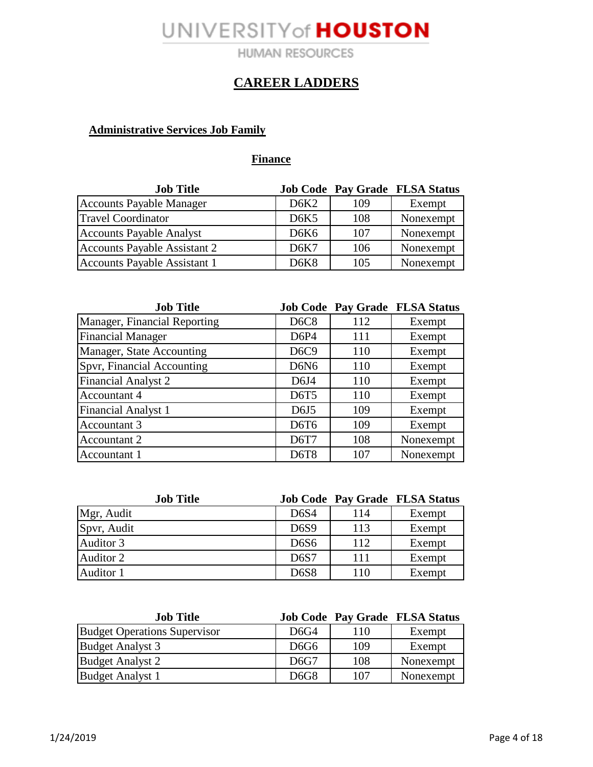# UNIVERSITY of HOUSTON

HUMAN RESOURCES

## CAREER LADDERS

### Administrative Services Job Family

#### Finance

| Job Title | Job Code | Pay Grade | FLSA Status |
|---|---|---|---|
| Accounts Payable Manager | D6K2 | 109 | Exempt |
| Travel Coordinator | D6K5 | 108 | Nonexempt |
| Accounts Payable Analyst | D6K6 | 107 | Nonexempt |
| Accounts Payable Assistant 2 | D6K7 | 106 | Nonexempt |
| Accounts Payable Assistant 1 | D6K8 | 105 | Nonexempt |

| Job Title | Job Code | Pay Grade | FLSA Status |
|---|---|---|---|
| Manager, Financial Reporting | D6C8 | 112 | Exempt |
| Financial Manager | D6P4 | 111 | Exempt |
| Manager, State Accounting | D6C9 | 110 | Exempt |
| Spvr, Financial Accounting | D6N6 | 110 | Exempt |
| Financial Analyst 2 | D6J4 | 110 | Exempt |
| Accountant 4 | D6T5 | 110 | Exempt |
| Financial Analyst 1 | D6J5 | 109 | Exempt |
| Accountant 3 | D6T6 | 109 | Exempt |
| Accountant 2 | D6T7 | 108 | Nonexempt |
| Accountant 1 | D6T8 | 107 | Nonexempt |

| Job Title | Job Code | Pay Grade | FLSA Status |
|---|---|---|---|
| Mgr, Audit | D6S4 | 114 | Exempt |
| Spvr, Audit | D6S9 | 113 | Exempt |
| Auditor 3 | D6S6 | 112 | Exempt |
| Auditor 2 | D6S7 | 111 | Exempt |
| Auditor 1 | D6S8 | 110 | Exempt |

| Job Title | Job Code | Pay Grade | FLSA Status |
|---|---|---|---|
| Budget Operations Supervisor | D6G4 | 110 | Exempt |
| Budget Analyst 3 | D6G6 | 109 | Exempt |
| Budget Analyst 2 | D6G7 | 108 | Nonexempt |
| Budget Analyst 1 | D6G8 | 107 | Nonexempt |

1/24/2019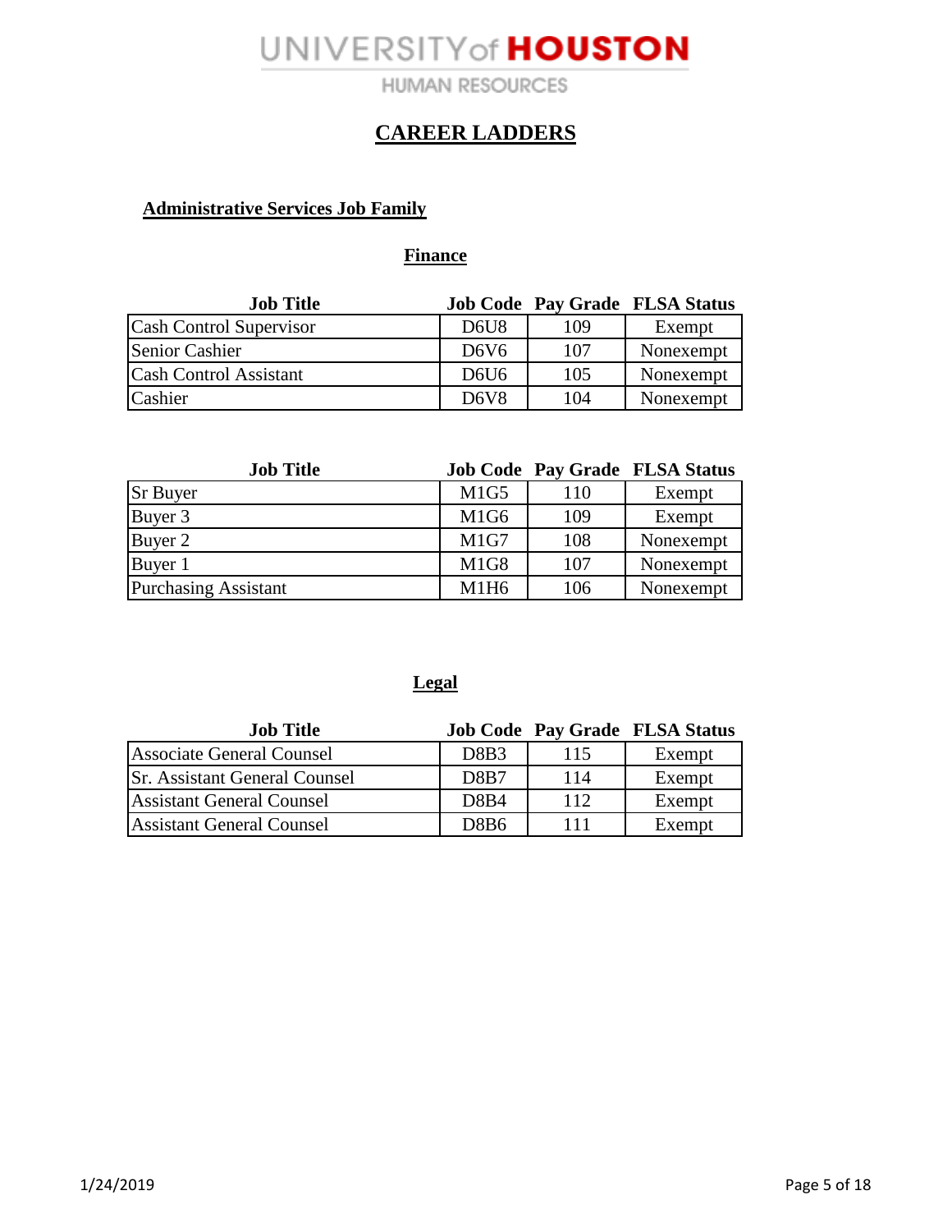## CAREER LADDERS

### Administrative Services Job Family

#### Finance

| Job Title | Job Code | Pay Grade | FLSA Status |
|---|---|---|---|
| Cash Control Supervisor | D6U8 | 109 | Exempt |
| Senior Cashier | D6V6 | 107 | Nonexempt |
| Cash Control Assistant | D6U6 | 105 | Nonexempt |
| Cashier | D6V8 | 104 | Nonexempt |

| Job Title | Job Code | Pay Grade | FLSA Status |
|---|---|---|---|
| Sr Buyer | M1G5 | 110 | Exempt |
| Buyer 3 | M1G6 | 109 | Exempt |
| Buyer 2 | M1G7 | 108 | Nonexempt |
| Buyer 1 | M1G8 | 107 | Nonexempt |
| Purchasing Assistant | M1H6 | 106 | Nonexempt |

#### Legal

| Job Title | Job Code | Pay Grade | FLSA Status |
|---|---|---|---|
| Associate General Counsel | D8B3 | 115 | Exempt |
| Sr. Assistant General Counsel | D8B7 | 114 | Exempt |
| Assistant General Counsel | D8B4 | 112 | Exempt |
| Assistant General Counsel | D8B6 | 111 | Exempt |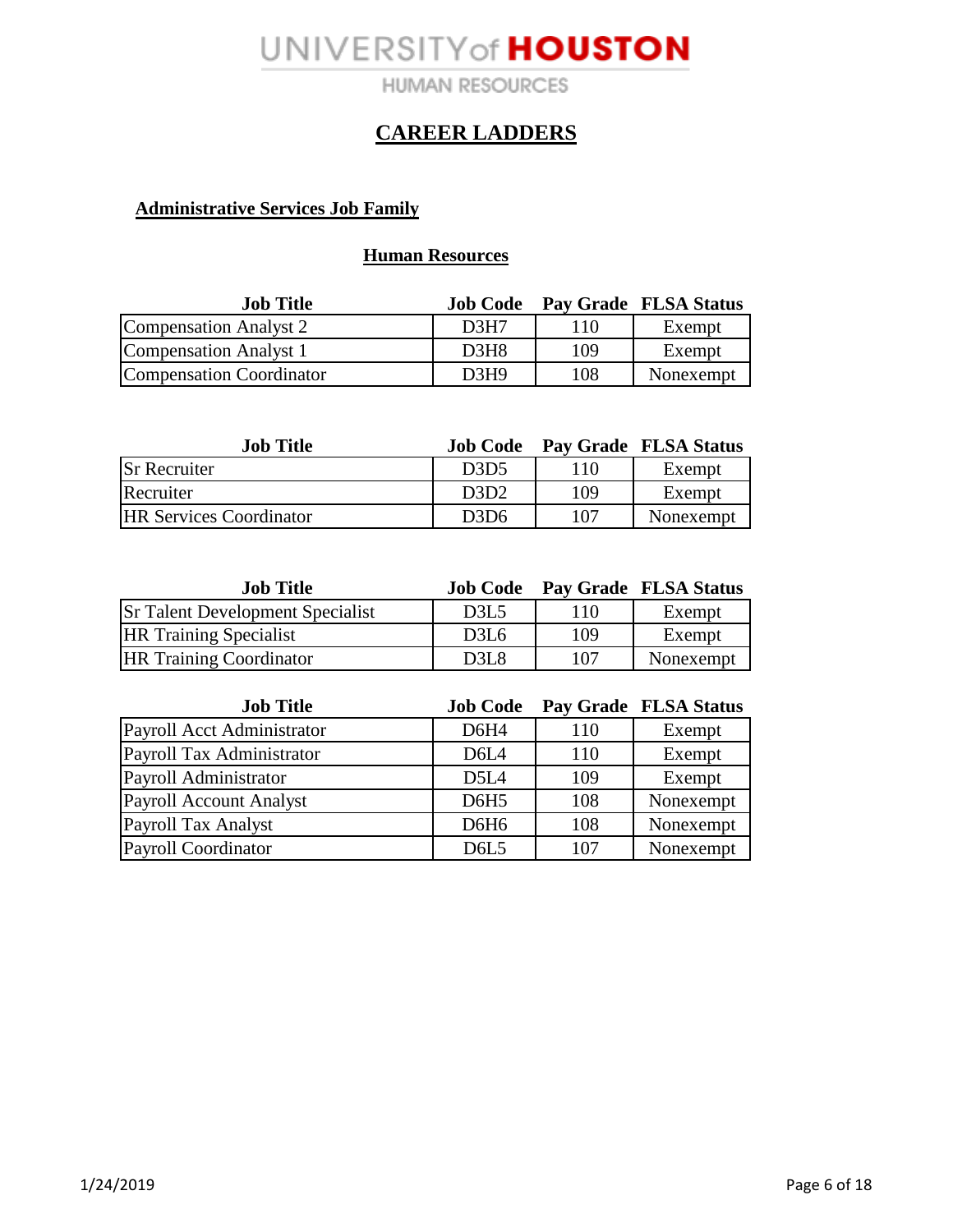UNIVERSITY of HOUSTON

HUMAN RESOURCES

# CAREER LADDERS

## Administrative Services Job Family

### Human Resources

| Job Title | Job Code | Pay Grade | FLSA Status |
|---|---|---|---|
| Compensation Analyst 2 | D3H7 | 110 | Exempt |
| Compensation Analyst 1 | D3H8 | 109 | Exempt |
| Compensation Coordinator | D3H9 | 108 | Nonexempt |

| Job Title | Job Code | Pay Grade | FLSA Status |
|---|---|---|---|
| Sr Recruiter | D3D5 | 110 | Exempt |
| Recruiter | D3D2 | 109 | Exempt |
| HR Services Coordinator | D3D6 | 107 | Nonexempt |

| Job Title | Job Code | Pay Grade | FLSA Status |
|---|---|---|---|
| Sr Talent Development Specialist | D3L5 | 110 | Exempt |
| HR Training Specialist | D3L6 | 109 | Exempt |
| HR Training Coordinator | D3L8 | 107 | Nonexempt |

| Job Title | Job Code | Pay Grade | FLSA Status |
|---|---|---|---|
| Payroll Acct Administrator | D6H4 | 110 | Exempt |
| Payroll Tax Administrator | D6L4 | 110 | Exempt |
| Payroll Administrator | D5L4 | 109 | Exempt |
| Payroll Account Analyst | D6H5 | 108 | Nonexempt |
| Payroll Tax Analyst | D6H6 | 108 | Nonexempt |
| Payroll Coordinator | D6L5 | 107 | Nonexempt |

1/24/2019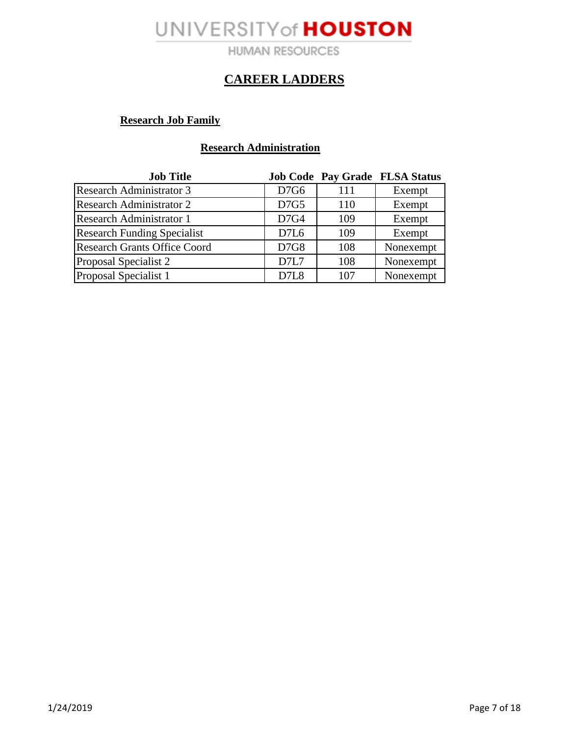UNIVERSITY of HOUSTON

HUMAN RESOURCES

# CAREER LADDERS

## Research Job Family

### Research Administration

| Job Title | Job Code | Pay Grade | FLSA Status |
|---|---|---|---|
| Research Administrator 3 | D7G6 | 111 | Exempt |
| Research Administrator 2 | D7G5 | 110 | Exempt |
| Research Administrator 1 | D7G4 | 109 | Exempt |
| Research Funding Specialist | D7L6 | 109 | Exempt |
| Research Grants Office Coord | D7G8 | 108 | Nonexempt |
| Proposal Specialist 2 | D7L7 | 108 | Nonexempt |
| Proposal Specialist 1 | D7L8 | 107 | Nonexempt |

1/24/2019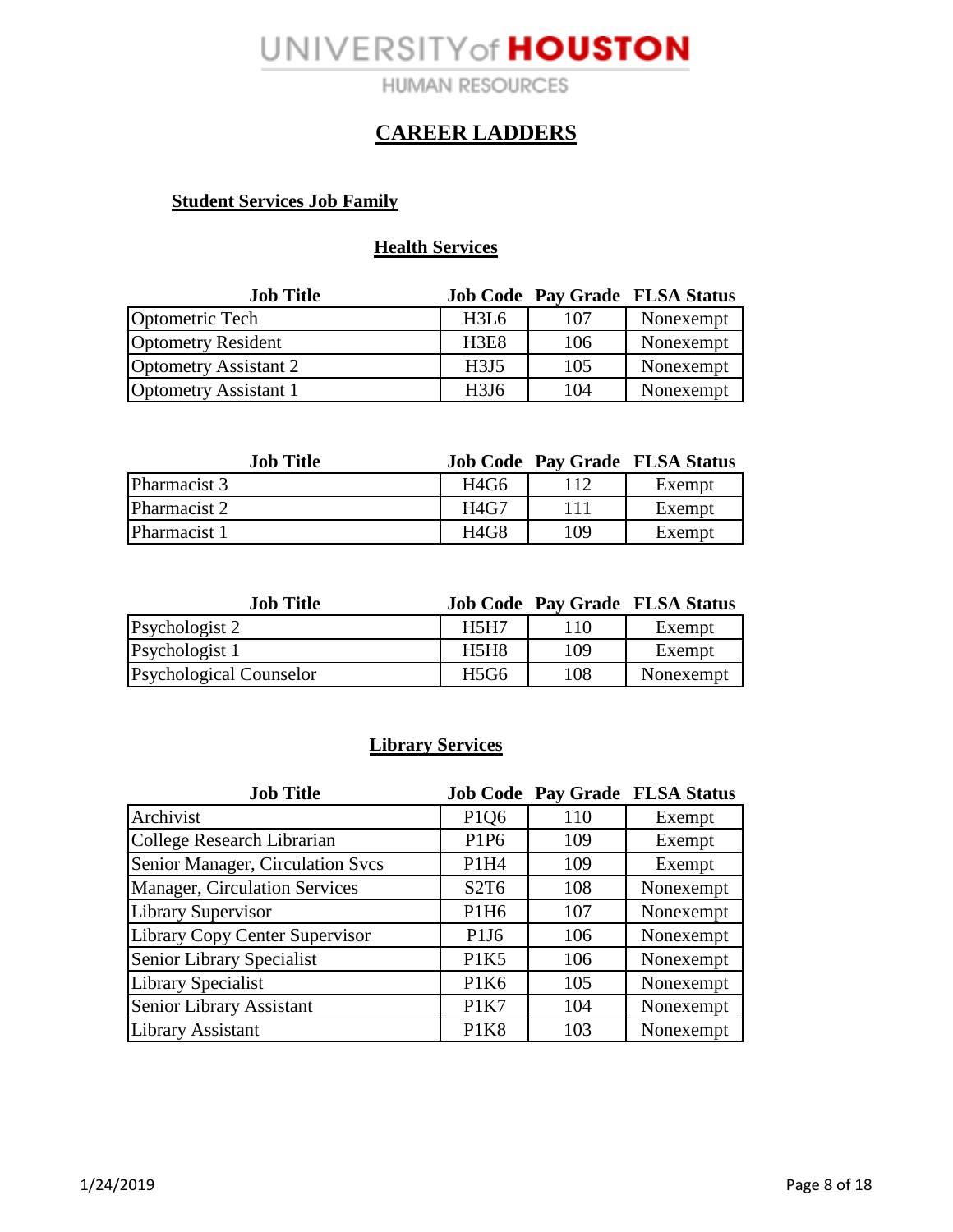UNIVERSITY of HOUSTON

HUMAN RESOURCES

# CAREER LADDERS

## Student Services Job Family

### Health Services

| Job Title | Job Code | Pay Grade | FLSA Status |
|---|---|---|---|
| Optometric Tech | H3L6 | 107 | Nonexempt |
| Optometry Resident | H3E8 | 106 | Nonexempt |
| Optometry Assistant 2 | H3J5 | 105 | Nonexempt |
| Optometry Assistant 1 | H3J6 | 104 | Nonexempt |

| Job Title | Job Code | Pay Grade | FLSA Status |
|---|---|---|---|
| Pharmacist 3 | H4G6 | 112 | Exempt |
| Pharmacist 2 | H4G7 | 111 | Exempt |
| Pharmacist 1 | H4G8 | 109 | Exempt |

| Job Title | Job Code | Pay Grade | FLSA Status |
|---|---|---|---|
| Psychologist 2 | H5H7 | 110 | Exempt |
| Psychologist 1 | H5H8 | 109 | Exempt |
| Psychological Counselor | H5G6 | 108 | Nonexempt |

### Library Services

| Job Title | Job Code | Pay Grade | FLSA Status |
|---|---|---|---|
| Archivist | P1Q6 | 110 | Exempt |
| College Research Librarian | P1P6 | 109 | Exempt |
| Senior Manager, Circulation Svcs | P1H4 | 109 | Exempt |
| Manager, Circulation Services | S2T6 | 108 | Nonexempt |
| Library Supervisor | P1H6 | 107 | Nonexempt |
| Library Copy Center Supervisor | P1J6 | 106 | Nonexempt |
| Senior Library Specialist | P1K5 | 106 | Nonexempt |
| Library Specialist | P1K6 | 105 | Nonexempt |
| Senior Library Assistant | P1K7 | 104 | Nonexempt |
| Library Assistant | P1K8 | 103 | Nonexempt |

1/24/2019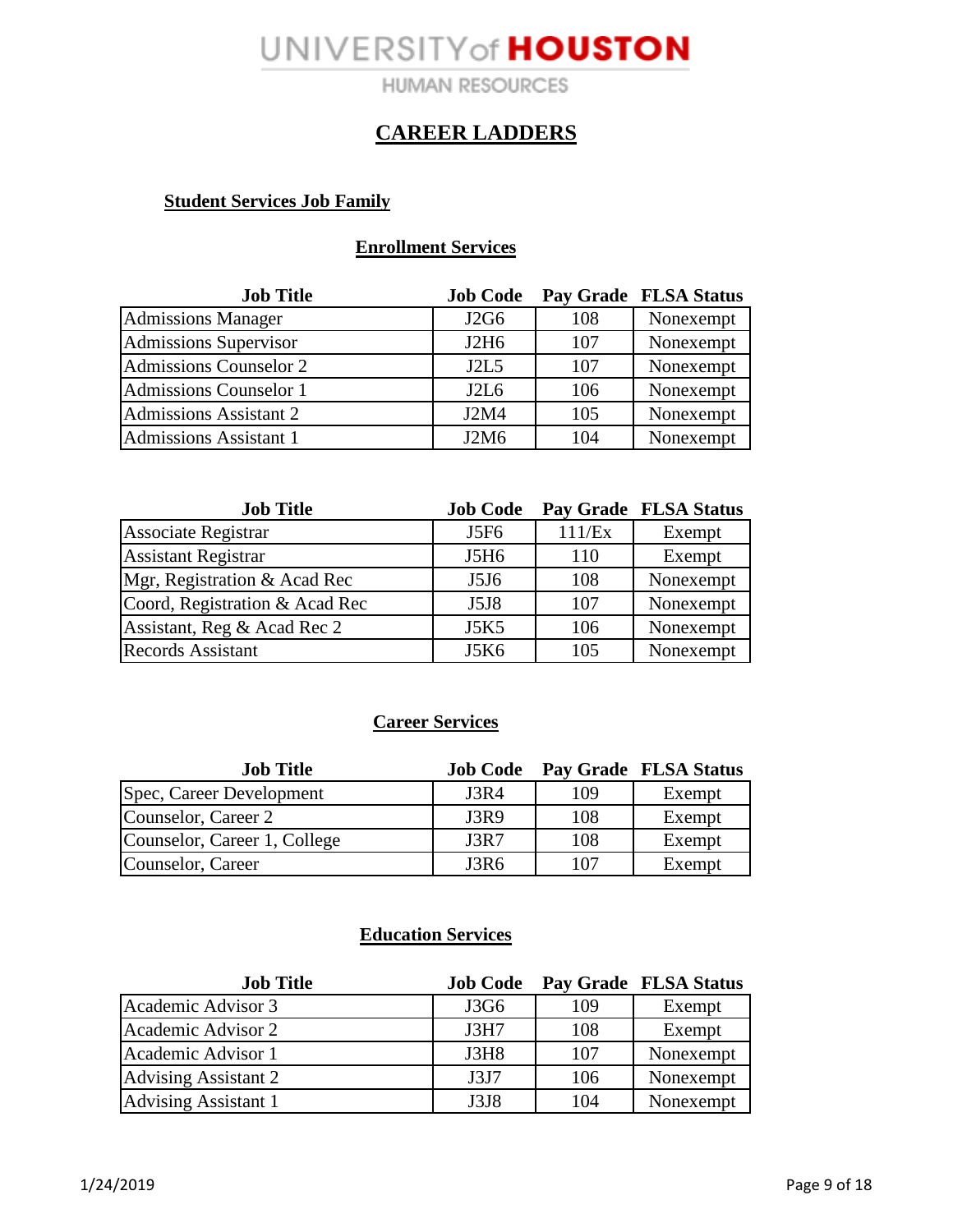UNIVERSITY of HOUSTON

HUMAN RESOURCES

# CAREER LADDERS

## Student Services Job Family

### Enrollment Services

| Job Title | Job Code | Pay Grade | FLSA Status |
|---|---|---|---|
| Admissions Manager | J2G6 | 108 | Nonexempt |
| Admissions Supervisor | J2H6 | 107 | Nonexempt |
| Admissions Counselor 2 | J2L5 | 107 | Nonexempt |
| Admissions Counselor 1 | J2L6 | 106 | Nonexempt |
| Admissions Assistant 2 | J2M4 | 105 | Nonexempt |
| Admissions Assistant 1 | J2M6 | 104 | Nonexempt |

| Job Title | Job Code | Pay Grade | FLSA Status |
|---|---|---|---|
| Associate Registrar | J5F6 | 111/Ex | Exempt |
| Assistant Registrar | J5H6 | 110 | Exempt |
| Mgr, Registration & Acad Rec | J5J6 | 108 | Nonexempt |
| Coord, Registration & Acad Rec | J5J8 | 107 | Nonexempt |
| Assistant, Reg & Acad Rec 2 | J5K5 | 106 | Nonexempt |
| Records Assistant | J5K6 | 105 | Nonexempt |

### Career Services

| Job Title | Job Code | Pay Grade | FLSA Status |
|---|---|---|---|
| Spec, Career Development | J3R4 | 109 | Exempt |
| Counselor, Career 2 | J3R9 | 108 | Exempt |
| Counselor, Career 1, College | J3R7 | 108 | Exempt |
| Counselor, Career | J3R6 | 107 | Exempt |

### Education Services

| Job Title | Job Code | Pay Grade | FLSA Status |
|---|---|---|---|
| Academic Advisor 3 | J3G6 | 109 | Exempt |
| Academic Advisor 2 | J3H7 | 108 | Exempt |
| Academic Advisor 1 | J3H8 | 107 | Nonexempt |
| Advising Assistant 2 | J3J7 | 106 | Nonexempt |
| Advising Assistant 1 | J3J8 | 104 | Nonexempt |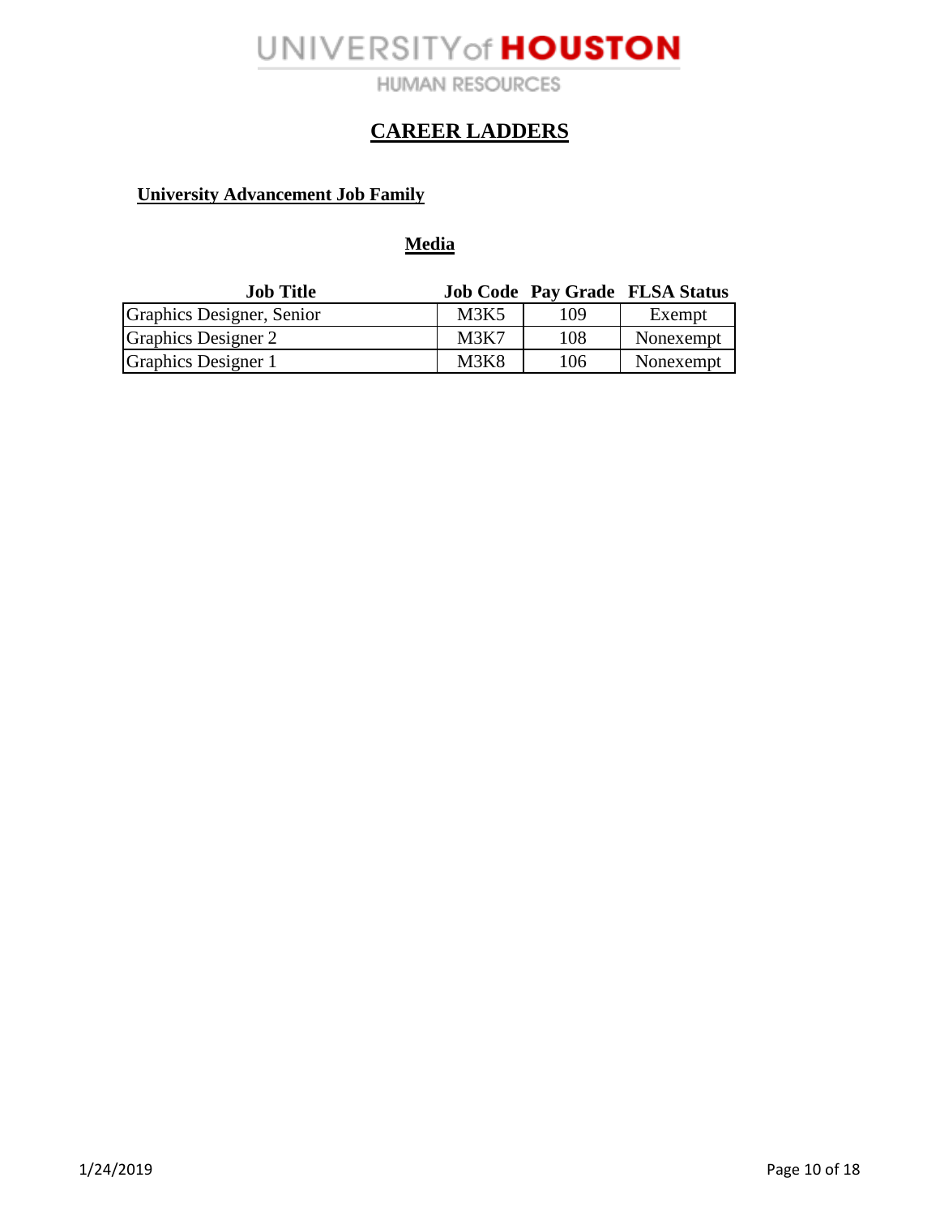UNIVERSITY of HOUSTON

HUMAN RESOURCES

# CAREER LADDERS

## University Advancement Job Family

### Media

| Job Title | Job Code | Pay Grade | FLSA Status |
|---|---|---|---|
| Graphics Designer, Senior | M3K5 | 109 | Exempt |
| Graphics Designer 2 | M3K7 | 108 | Nonexempt |
| Graphics Designer 1 | M3K8 | 106 | Nonexempt |

1/24/2019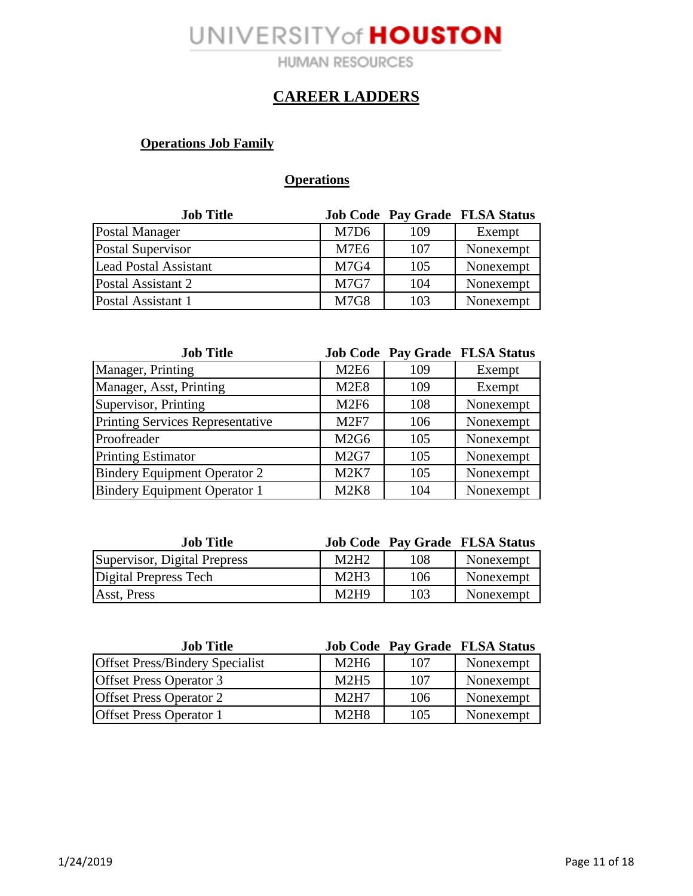# UNIVERSITY of HOUSTON

HUMAN RESOURCES

## CAREER LADDERS

### Operations Job Family

#### Operations

| Job Title | Job Code | Pay Grade | FLSA Status |
|---|---|---|---|
| Postal Manager | M7D6 | 109 | Exempt |
| Postal Supervisor | M7E6 | 107 | Nonexempt |
| Lead Postal Assistant | M7G4 | 105 | Nonexempt |
| Postal Assistant 2 | M7G7 | 104 | Nonexempt |
| Postal Assistant 1 | M7G8 | 103 | Nonexempt |

| Job Title | Job Code | Pay Grade | FLSA Status |
|---|---|---|---|
| Manager, Printing | M2E6 | 109 | Exempt |
| Manager, Asst, Printing | M2E8 | 109 | Exempt |
| Supervisor, Printing | M2F6 | 108 | Nonexempt |
| Printing Services Representative | M2F7 | 106 | Nonexempt |
| Proofreader | M2G6 | 105 | Nonexempt |
| Printing Estimator | M2G7 | 105 | Nonexempt |
| Bindery Equipment Operator 2 | M2K7 | 105 | Nonexempt |
| Bindery Equipment Operator 1 | M2K8 | 104 | Nonexempt |

| Job Title | Job Code | Pay Grade | FLSA Status |
|---|---|---|---|
| Supervisor, Digital Prepress | M2H2 | 108 | Nonexempt |
| Digital Prepress Tech | M2H3 | 106 | Nonexempt |
| Asst, Press | M2H9 | 103 | Nonexempt |

| Job Title | Job Code | Pay Grade | FLSA Status |
|---|---|---|---|
| Offset Press/Bindery Specialist | M2H6 | 107 | Nonexempt |
| Offset Press Operator 3 | M2H5 | 107 | Nonexempt |
| Offset Press Operator 2 | M2H7 | 106 | Nonexempt |
| Offset Press Operator 1 | M2H8 | 105 | Nonexempt |

1/24/2019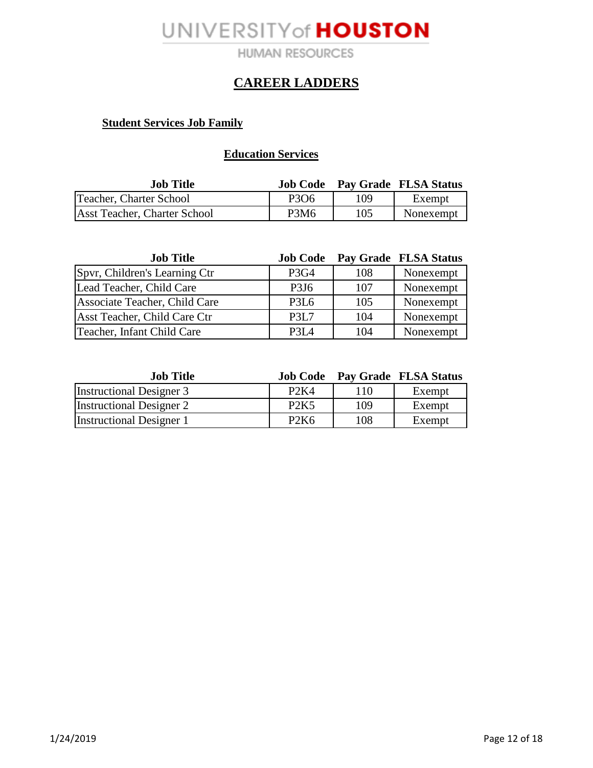UNIVERSITY of HOUSTON

HUMAN RESOURCES

# CAREER LADDERS

## Student Services Job Family

### Education Services

| Job Title | Job Code | Pay Grade | FLSA Status |
|---|---|---|---|
| Teacher, Charter School | P3O6 | 109 | Exempt |
| Asst Teacher, Charter School | P3M6 | 105 | Nonexempt |

| Job Title | Job Code | Pay Grade | FLSA Status |
|---|---|---|---|
| Spvr, Children's Learning Ctr | P3G4 | 108 | Nonexempt |
| Lead Teacher, Child Care | P3J6 | 107 | Nonexempt |
| Associate Teacher, Child Care | P3L6 | 105 | Nonexempt |
| Asst Teacher, Child Care Ctr | P3L7 | 104 | Nonexempt |
| Teacher, Infant Child Care | P3L4 | 104 | Nonexempt |

| Job Title | Job Code | Pay Grade | FLSA Status |
|---|---|---|---|
| Instructional Designer 3 | P2K4 | 110 | Exempt |
| Instructional Designer 2 | P2K5 | 109 | Exempt |
| Instructional Designer 1 | P2K6 | 108 | Exempt |

1/24/2019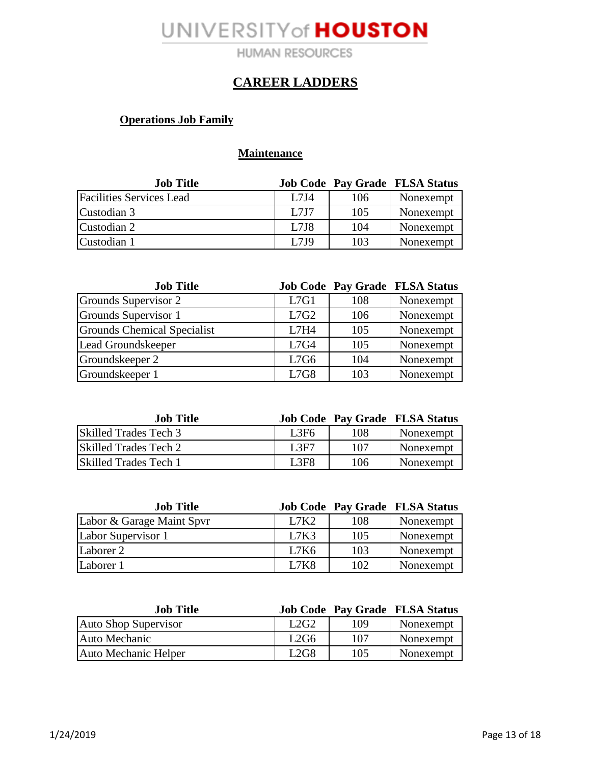# UNIVERSITY of HOUSTON

HUMAN RESOURCES

## CAREER LADDERS

### Operations Job Family

#### Maintenance

| Job Title | Job Code | Pay Grade | FLSA Status |
|---|---|---|---|
| Facilities Services Lead | L7J4 | 106 | Nonexempt |
| Custodian 3 | L7J7 | 105 | Nonexempt |
| Custodian 2 | L7J8 | 104 | Nonexempt |
| Custodian 1 | L7J9 | 103 | Nonexempt |

| Job Title | Job Code | Pay Grade | FLSA Status |
|---|---|---|---|
| Grounds Supervisor 2 | L7G1 | 108 | Nonexempt |
| Grounds Supervisor 1 | L7G2 | 106 | Nonexempt |
| Grounds Chemical Specialist | L7H4 | 105 | Nonexempt |
| Lead Groundskeeper | L7G4 | 105 | Nonexempt |
| Groundskeeper 2 | L7G6 | 104 | Nonexempt |
| Groundskeeper 1 | L7G8 | 103 | Nonexempt |

| Job Title | Job Code | Pay Grade | FLSA Status |
|---|---|---|---|
| Skilled Trades Tech 3 | L3F6 | 108 | Nonexempt |
| Skilled Trades Tech 2 | L3F7 | 107 | Nonexempt |
| Skilled Trades Tech 1 | L3F8 | 106 | Nonexempt |

| Job Title | Job Code | Pay Grade | FLSA Status |
|---|---|---|---|
| Labor & Garage Maint Spvr | L7K2 | 108 | Nonexempt |
| Labor Supervisor 1 | L7K3 | 105 | Nonexempt |
| Laborer 2 | L7K6 | 103 | Nonexempt |
| Laborer 1 | L7K8 | 102 | Nonexempt |

| Job Title | Job Code | Pay Grade | FLSA Status |
|---|---|---|---|
| Auto Shop Supervisor | L2G2 | 109 | Nonexempt |
| Auto Mechanic | L2G6 | 107 | Nonexempt |
| Auto Mechanic Helper | L2G8 | 105 | Nonexempt |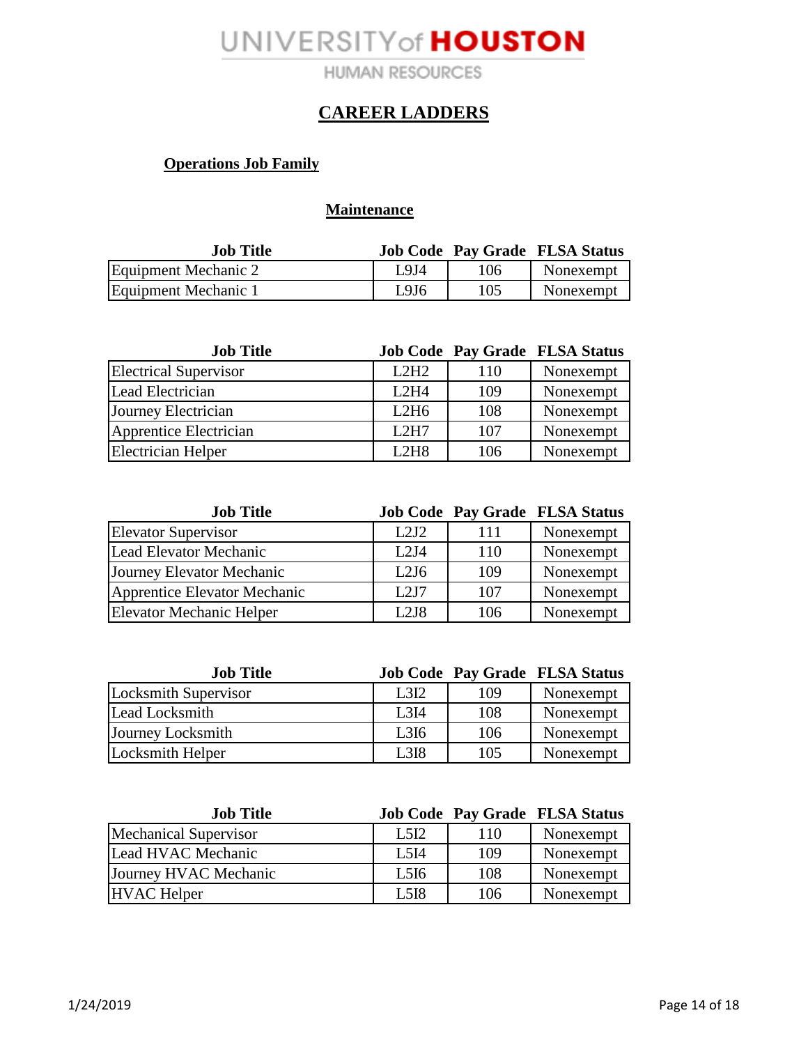UNIVERSITY of **HOUSTON**

HUMAN RESOURCES

# CAREER LADDERS

## Operations Job Family

### Maintenance

| Job Title | Job Code | Pay Grade | FLSA Status |
|---|---|---|---|
| Equipment Mechanic 2 | L9J4 | 106 | Nonexempt |
| Equipment Mechanic 1 | L9J6 | 105 | Nonexempt |

| Job Title | Job Code | Pay Grade | FLSA Status |
|---|---|---|---|
| Electrical Supervisor | L2H2 | 110 | Nonexempt |
| Lead Electrician | L2H4 | 109 | Nonexempt |
| Journey Electrician | L2H6 | 108 | Nonexempt |
| Apprentice Electrician | L2H7 | 107 | Nonexempt |
| Electrician Helper | L2H8 | 106 | Nonexempt |

| Job Title | Job Code | Pay Grade | FLSA Status |
|---|---|---|---|
| Elevator Supervisor | L2J2 | 111 | Nonexempt |
| Lead Elevator Mechanic | L2J4 | 110 | Nonexempt |
| Journey Elevator Mechanic | L2J6 | 109 | Nonexempt |
| Apprentice Elevator Mechanic | L2J7 | 107 | Nonexempt |
| Elevator Mechanic Helper | L2J8 | 106 | Nonexempt |

| Job Title | Job Code | Pay Grade | FLSA Status |
|---|---|---|---|
| Locksmith Supervisor | L3I2 | 109 | Nonexempt |
| Lead Locksmith | L3I4 | 108 | Nonexempt |
| Journey Locksmith | L3I6 | 106 | Nonexempt |
| Locksmith Helper | L3I8 | 105 | Nonexempt |

| Job Title | Job Code | Pay Grade | FLSA Status |
|---|---|---|---|
| Mechanical Supervisor | L5I2 | 110 | Nonexempt |
| Lead HVAC Mechanic | L5I4 | 109 | Nonexempt |
| Journey HVAC Mechanic | L5I6 | 108 | Nonexempt |
| HVAC Helper | L5I8 | 106 | Nonexempt |

1/24/2019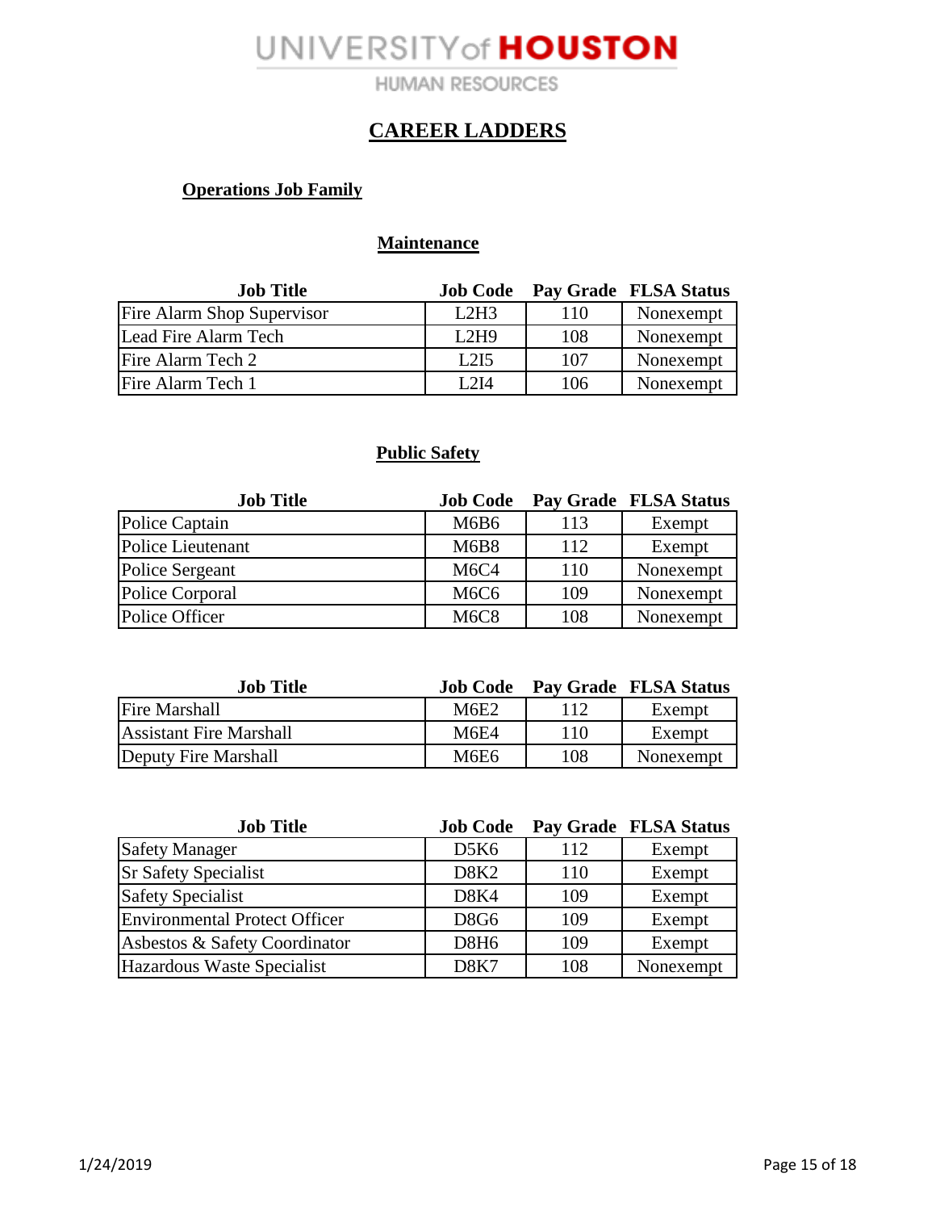# CAREER LADDERS

## Operations Job Family

### Maintenance

| Job Title | Job Code | Pay Grade | FLSA Status |
|---|---|---|---|
| Fire Alarm Shop Supervisor | L2H3 | 110 | Nonexempt |
| Lead Fire Alarm Tech | L2H9 | 108 | Nonexempt |
| Fire Alarm Tech 2 | L2I5 | 107 | Nonexempt |
| Fire Alarm Tech 1 | L2I4 | 106 | Nonexempt |

### Public Safety

| Job Title | Job Code | Pay Grade | FLSA Status |
|---|---|---|---|
| Police Captain | M6B6 | 113 | Exempt |
| Police Lieutenant | M6B8 | 112 | Exempt |
| Police Sergeant | M6C4 | 110 | Nonexempt |
| Police Corporal | M6C6 | 109 | Nonexempt |
| Police Officer | M6C8 | 108 | Nonexempt |

| Job Title | Job Code | Pay Grade | FLSA Status |
|---|---|---|---|
| Fire Marshall | M6E2 | 112 | Exempt |
| Assistant Fire Marshall | M6E4 | 110 | Exempt |
| Deputy Fire Marshall | M6E6 | 108 | Nonexempt |

| Job Title | Job Code | Pay Grade | FLSA Status |
|---|---|---|---|
| Safety Manager | D5K6 | 112 | Exempt |
| Sr Safety Specialist | D8K2 | 110 | Exempt |
| Safety Specialist | D8K4 | 109 | Exempt |
| Environmental Protect Officer | D8G6 | 109 | Exempt |
| Asbestos & Safety Coordinator | D8H6 | 109 | Exempt |
| Hazardous Waste Specialist | D8K7 | 108 | Nonexempt |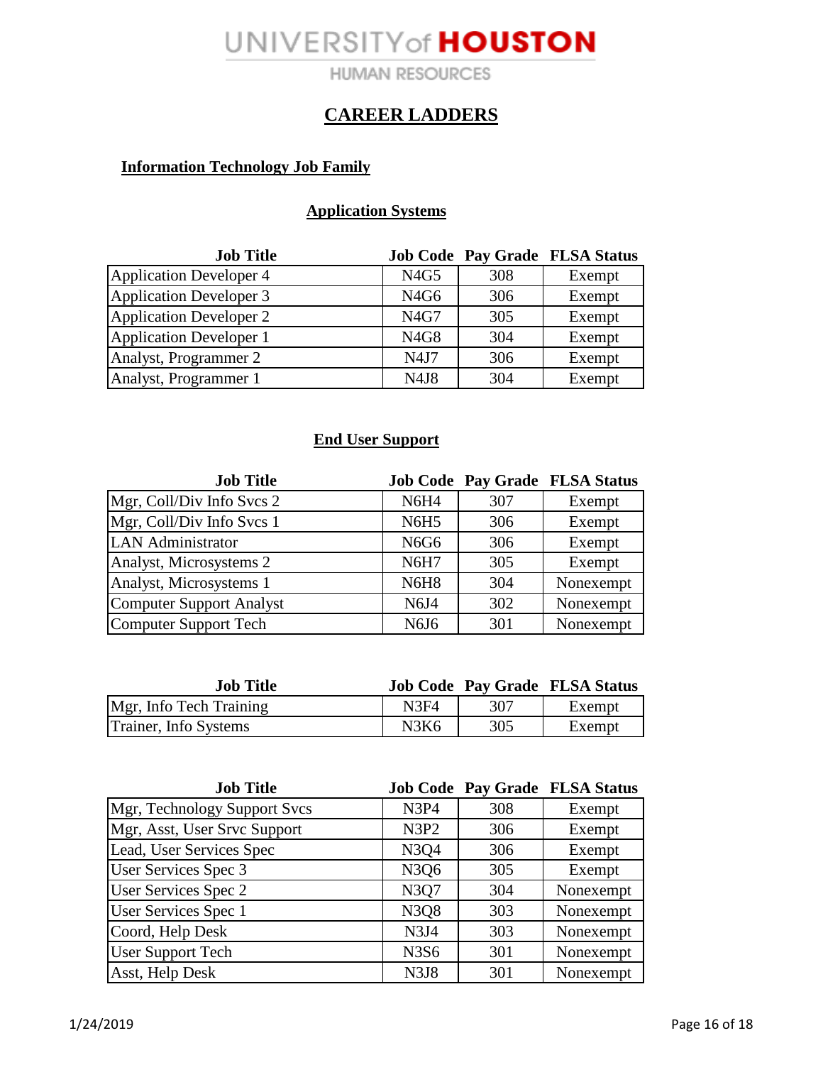UNIVERSITY of HOUSTON

HUMAN RESOURCES

# CAREER LADDERS

## Information Technology Job Family

### Application Systems

| Job Title | Job Code | Pay Grade | FLSA Status |
|---|---|---|---|
| Application Developer 4 | N4G5 | 308 | Exempt |
| Application Developer 3 | N4G6 | 306 | Exempt |
| Application Developer 2 | N4G7 | 305 | Exempt |
| Application Developer 1 | N4G8 | 304 | Exempt |
| Analyst, Programmer 2 | N4J7 | 306 | Exempt |
| Analyst, Programmer 1 | N4J8 | 304 | Exempt |

### End User Support

| Job Title | Job Code | Pay Grade | FLSA Status |
|---|---|---|---|
| Mgr, Coll/Div Info Svcs 2 | N6H4 | 307 | Exempt |
| Mgr, Coll/Div Info Svcs 1 | N6H5 | 306 | Exempt |
| LAN Administrator | N6G6 | 306 | Exempt |
| Analyst, Microsystems 2 | N6H7 | 305 | Exempt |
| Analyst, Microsystems 1 | N6H8 | 304 | Nonexempt |
| Computer Support Analyst | N6J4 | 302 | Nonexempt |
| Computer Support Tech | N6J6 | 301 | Nonexempt |

| Job Title | Job Code | Pay Grade | FLSA Status |
|---|---|---|---|
| Mgr, Info Tech Training | N3F4 | 307 | Exempt |
| Trainer, Info Systems | N3K6 | 305 | Exempt |

| Job Title | Job Code | Pay Grade | FLSA Status |
|---|---|---|---|
| Mgr, Technology Support Svcs | N3P4 | 308 | Exempt |
| Mgr, Asst, User Srvc Support | N3P2 | 306 | Exempt |
| Lead, User Services Spec | N3Q4 | 306 | Exempt |
| User Services Spec 3 | N3Q6 | 305 | Exempt |
| User Services Spec 2 | N3Q7 | 304 | Nonexempt |
| User Services Spec 1 | N3Q8 | 303 | Nonexempt |
| Coord, Help Desk | N3J4 | 303 | Nonexempt |
| User Support Tech | N3S6 | 301 | Nonexempt |
| Asst, Help Desk | N3J8 | 301 | Nonexempt |

1/24/2019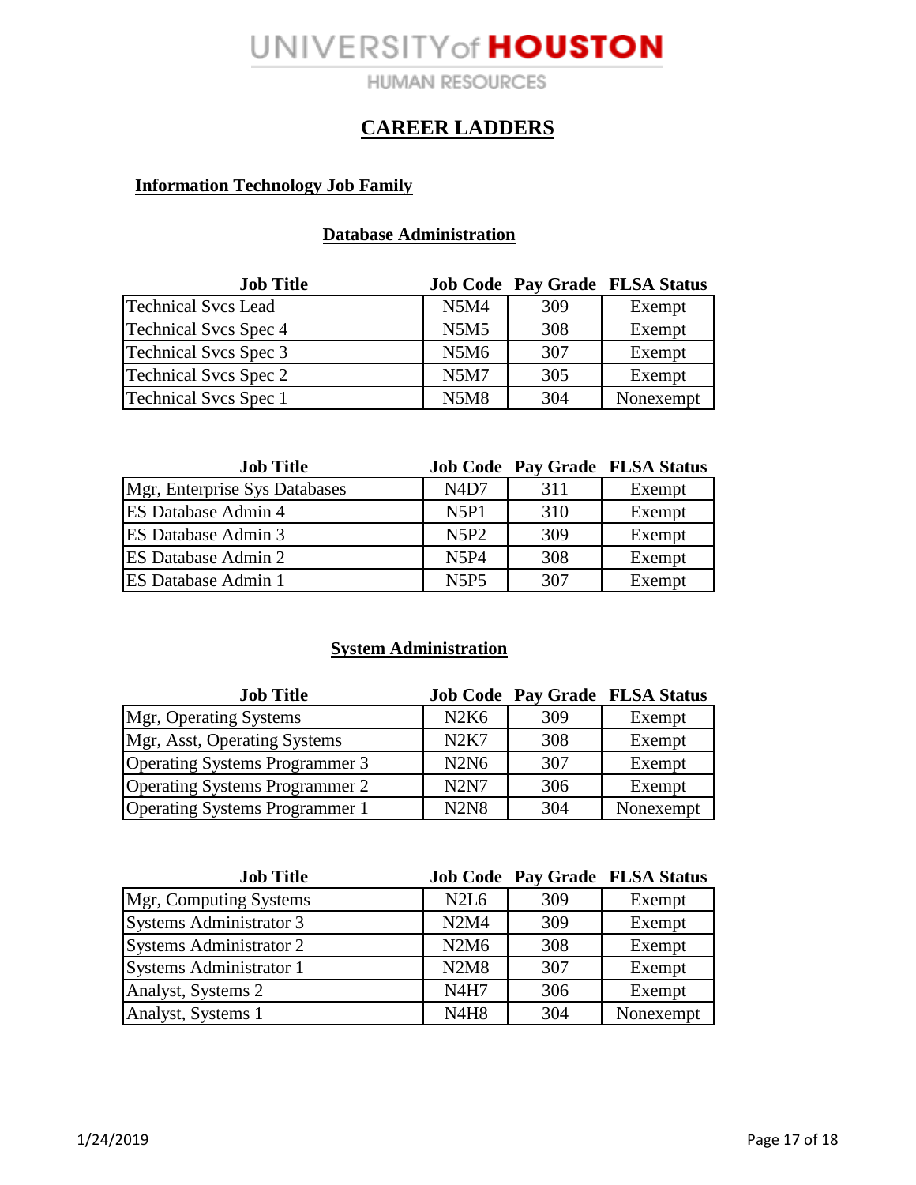# CAREER LADDERS

## Information Technology Job Family

### Database Administration

| Job Title | Job Code | Pay Grade | FLSA Status |
|---|---|---|---|
| Technical Svcs Lead | N5M4 | 309 | Exempt |
| Technical Svcs Spec 4 | N5M5 | 308 | Exempt |
| Technical Svcs Spec 3 | N5M6 | 307 | Exempt |
| Technical Svcs Spec 2 | N5M7 | 305 | Exempt |
| Technical Svcs Spec 1 | N5M8 | 304 | Nonexempt |

| Job Title | Job Code | Pay Grade | FLSA Status |
|---|---|---|---|
| Mgr, Enterprise Sys Databases | N4D7 | 311 | Exempt |
| ES Database Admin 4 | N5P1 | 310 | Exempt |
| ES Database Admin 3 | N5P2 | 309 | Exempt |
| ES Database Admin 2 | N5P4 | 308 | Exempt |
| ES Database Admin 1 | N5P5 | 307 | Exempt |

### System Administration

| Job Title | Job Code | Pay Grade | FLSA Status |
|---|---|---|---|
| Mgr, Operating Systems | N2K6 | 309 | Exempt |
| Mgr, Asst, Operating Systems | N2K7 | 308 | Exempt |
| Operating Systems Programmer 3 | N2N6 | 307 | Exempt |
| Operating Systems Programmer 2 | N2N7 | 306 | Exempt |
| Operating Systems Programmer 1 | N2N8 | 304 | Nonexempt |

| Job Title | Job Code | Pay Grade | FLSA Status |
|---|---|---|---|
| Mgr, Computing Systems | N2L6 | 309 | Exempt |
| Systems Administrator 3 | N2M4 | 309 | Exempt |
| Systems Administrator 2 | N2M6 | 308 | Exempt |
| Systems Administrator 1 | N2M8 | 307 | Exempt |
| Analyst, Systems 2 | N4H7 | 306 | Exempt |
| Analyst, Systems 1 | N4H8 | 304 | Nonexempt |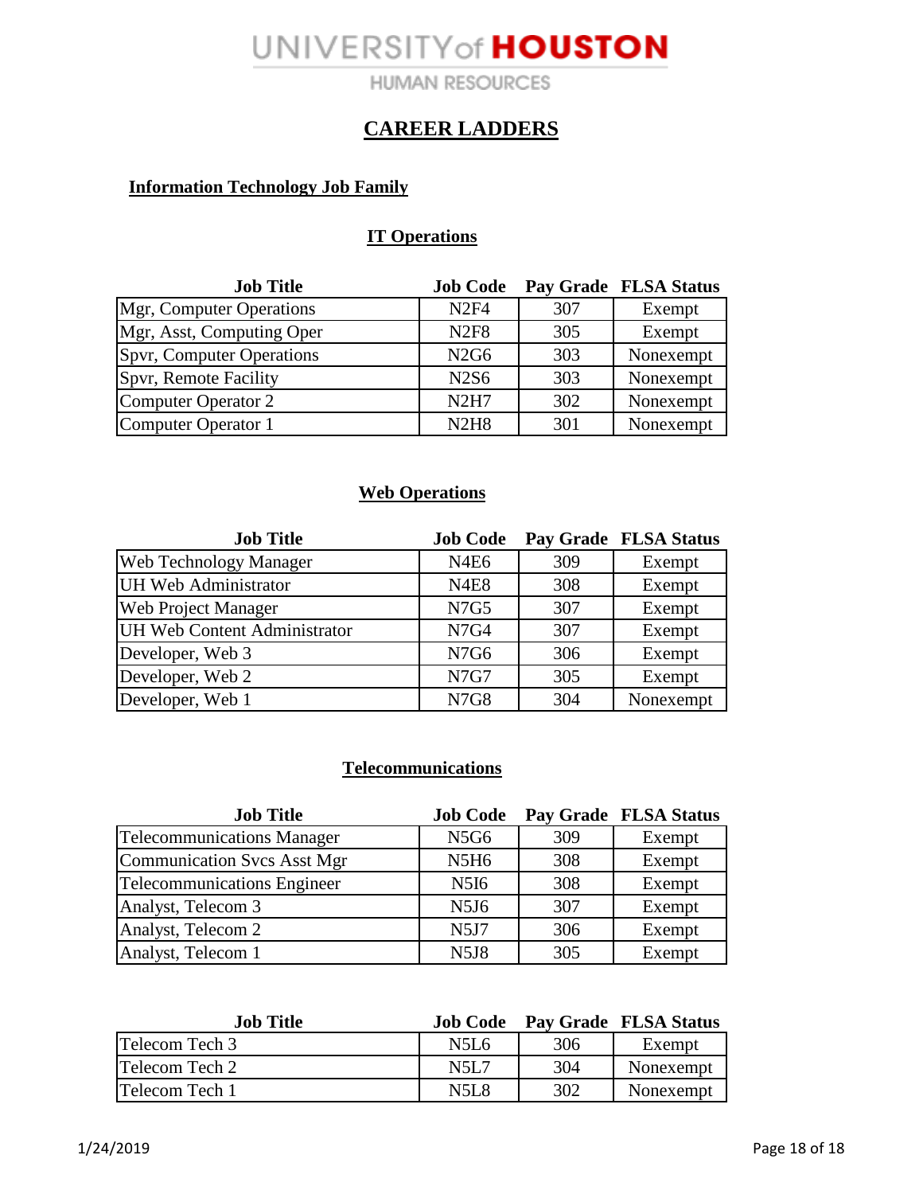UNIVERSITY of **HOUSTON**

HUMAN RESOURCES

# CAREER LADDERS

## Information Technology Job Family

### IT Operations

| Job Title | Job Code | Pay Grade | FLSA Status |
| --- | --- | --- | --- |
| Mgr, Computer Operations | N2F4 | 307 | Exempt |
| Mgr, Asst, Computing Oper | N2F8 | 305 | Exempt |
| Spvr, Computer Operations | N2G6 | 303 | Nonexempt |
| Spvr, Remote Facility | N2S6 | 303 | Nonexempt |
| Computer Operator 2 | N2H7 | 302 | Nonexempt |
| Computer Operator 1 | N2H8 | 301 | Nonexempt |

### Web Operations

| Job Title | Job Code | Pay Grade | FLSA Status |
| --- | --- | --- | --- |
| Web Technology Manager | N4E6 | 309 | Exempt |
| UH Web Administrator | N4E8 | 308 | Exempt |
| Web Project Manager | N7G5 | 307 | Exempt |
| UH Web Content Administrator | N7G4 | 307 | Exempt |
| Developer, Web 3 | N7G6 | 306 | Exempt |
| Developer, Web 2 | N7G7 | 305 | Exempt |
| Developer, Web 1 | N7G8 | 304 | Nonexempt |

### Telecommunications

| Job Title | Job Code | Pay Grade | FLSA Status |
| --- | --- | --- | --- |
| Telecommunications Manager | N5G6 | 309 | Exempt |
| Communication Svcs Asst Mgr | N5H6 | 308 | Exempt |
| Telecommunications Engineer | N5I6 | 308 | Exempt |
| Analyst, Telecom 3 | N5J6 | 307 | Exempt |
| Analyst, Telecom 2 | N5J7 | 306 | Exempt |
| Analyst, Telecom 1 | N5J8 | 305 | Exempt |

| Job Title | Job Code | Pay Grade | FLSA Status |
| --- | --- | --- | --- |
| Telecom Tech 3 | N5L6 | 306 | Exempt |
| Telecom Tech 2 | N5L7 | 304 | Nonexempt |
| Telecom Tech 1 | N5L8 | 302 | Nonexempt |